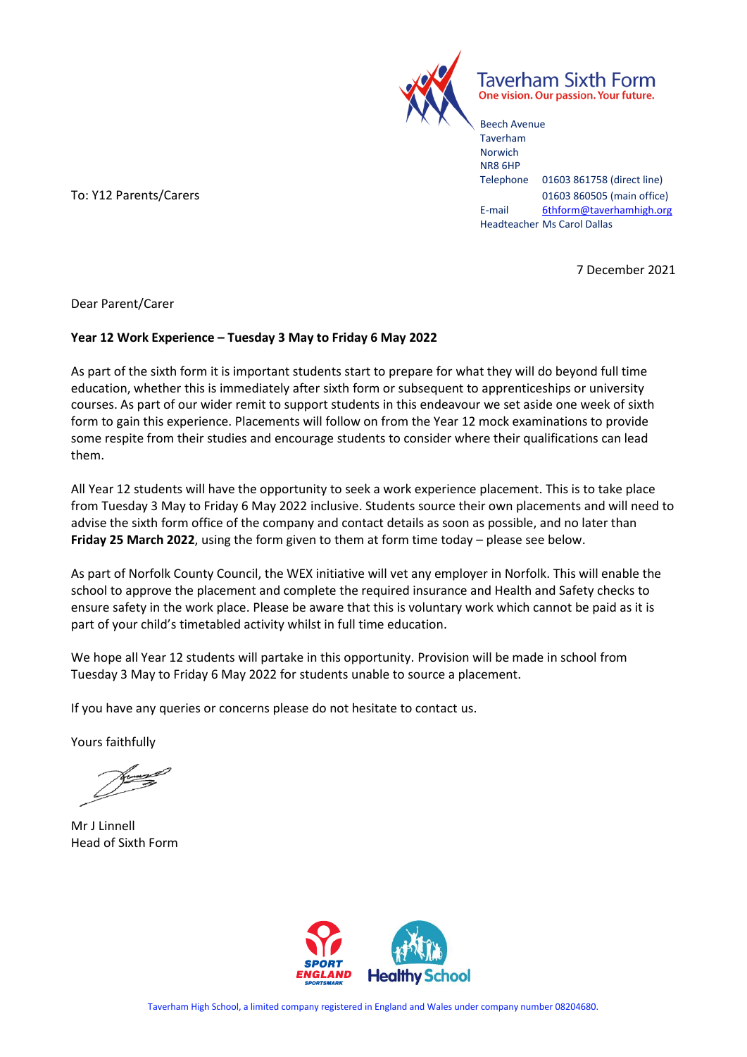Taverham Sixth Form
One vision. Our passion. Your future.

Beech Avenue
Taverham
Norwich
NR8 6HP
Telephone 01603 861758 (direct line)
01603 860505 (main office)
E-mail 6thform@taverhamhigh.org
Headteacher Ms Carol Dallas

To: Y12 Parents/Carers

7 December 2021

Dear Parent/Carer

**Year 12 Work Experience – Tuesday 3 May to Friday 6 May 2022**

As part of the sixth form it is important students start to prepare for what they will do beyond full time education, whether this is immediately after sixth form or subsequent to apprenticeships or university courses. As part of our wider remit to support students in this endeavour we set aside one week of sixth form to gain this experience. Placements will follow on from the Year 12 mock examinations to provide some respite from their studies and encourage students to consider where their qualifications can lead them.

All Year 12 students will have the opportunity to seek a work experience placement. This is to take place from Tuesday 3 May to Friday 6 May 2022 inclusive. Students source their own placements and will need to advise the sixth form office of the company and contact details as soon as possible, and no later than **Friday 25 March 2022**, using the form given to them at form time today – please see below.

As part of Norfolk County Council, the WEX initiative will vet any employer in Norfolk. This will enable the school to approve the placement and complete the required insurance and Health and Safety checks to ensure safety in the work place. Please be aware that this is voluntary work which cannot be paid as it is part of your child's timetabled activity whilst in full time education.

We hope all Year 12 students will partake in this opportunity. Provision will be made in school from Tuesday 3 May to Friday 6 May 2022 for students unable to source a placement.

If you have any queries or concerns please do not hesitate to contact us.

Yours faithfully

Mr J Linnell
Head of Sixth Form

Taverham High School, a limited company registered in England and Wales under company number 08204680.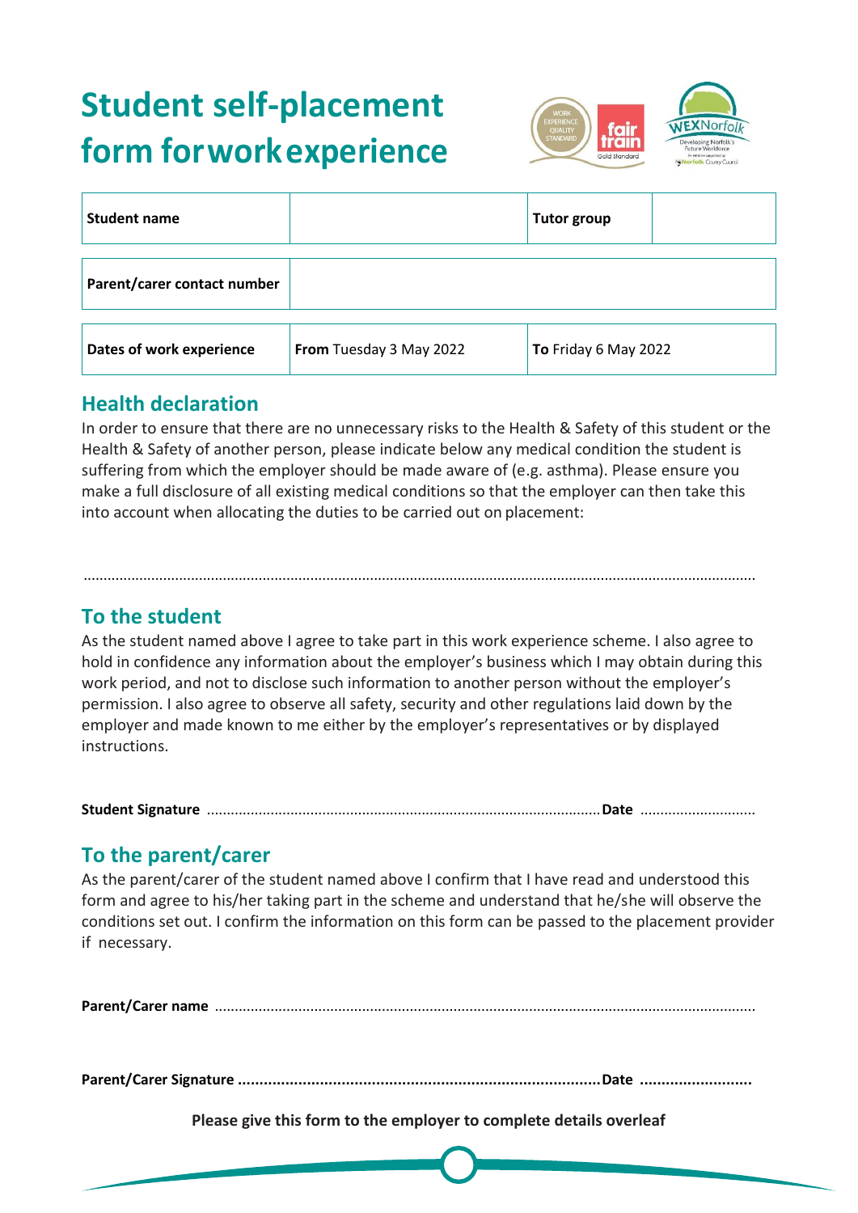# Student self-placement form for work experience

| Student name | | Tutor group | |
|---|---|---|---|

| Parent/carer contact number | |
|---|---|

| Dates of work experience | **From** Tuesday 3 May 2022 | **To** Friday 6 May 2022 |
|---|---|---|

## Health declaration

In order to ensure that there are no unnecessary risks to the Health & Safety of this student or the Health & Safety of another person, please indicate below any medical condition the student is suffering from which the employer should be made aware of (e.g. asthma). Please ensure you make a full disclosure of all existing medical conditions so that the employer can then take this into account when allocating the duties to be carried out on placement:

........................................................................................................................................................

## To the student

As the student named above I agree to take part in this work experience scheme. I also agree to hold in confidence any information about the employer's business which I may obtain during this work period, and not to disclose such information to another person without the employer's permission. I also agree to observe all safety, security and other regulations laid down by the employer and made known to me either by the employer's representatives or by displayed instructions.

**Student Signature** ..................................................................................................**Date** ............................

## To the parent/carer

As the parent/carer of the student named above I confirm that I have read and understood this form and agree to his/her taking part in the scheme and understand that he/she will observe the conditions set out. I confirm the information on this form can be passed to the placement provider if necessary.

**Parent/Carer name** ........................................................................................................................................

**Parent/Carer Signature** ...................................................................................**Date** ..........................

**Please give this form to the employer to complete details overleaf**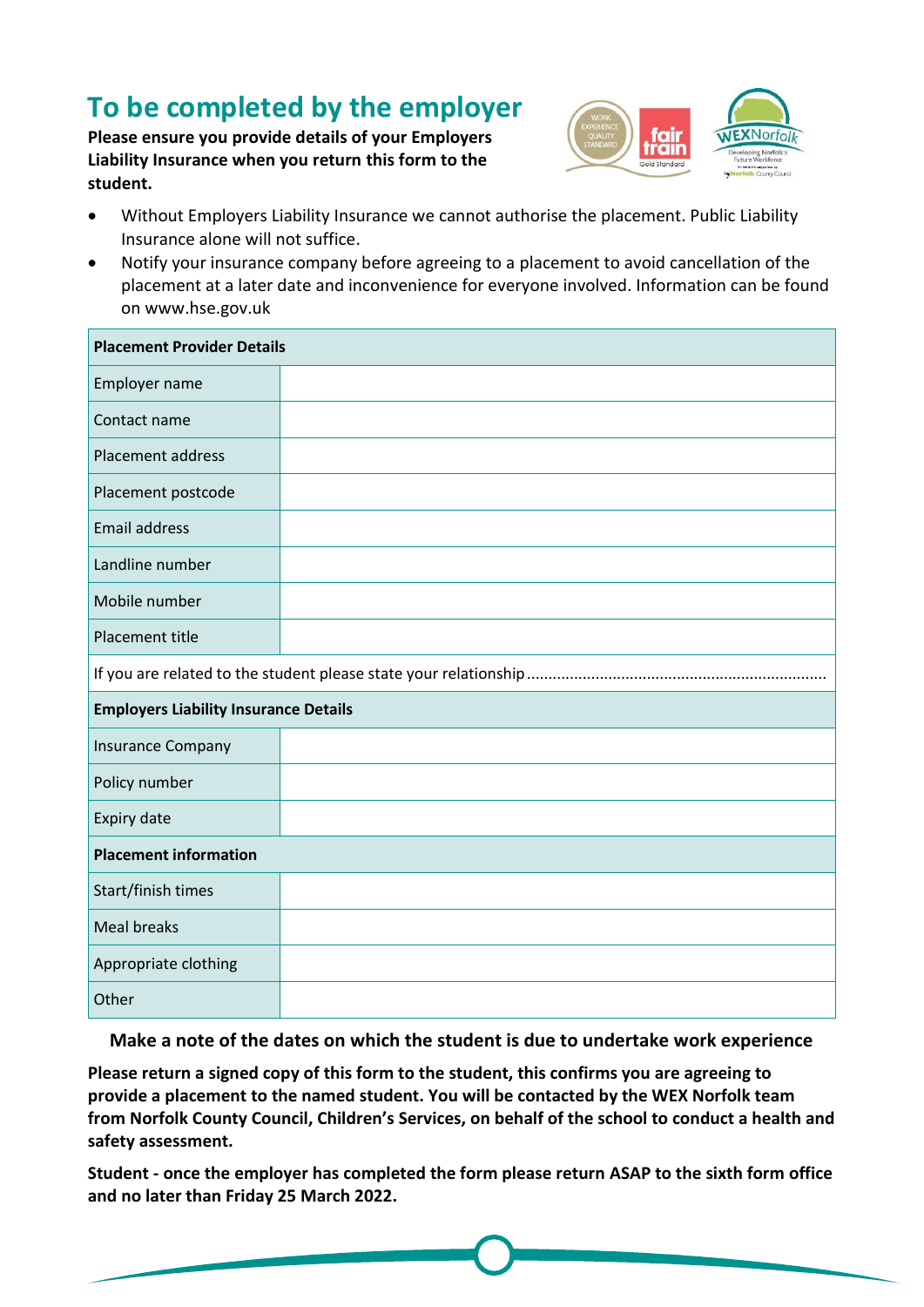# To be completed by the employer

**Please ensure you provide details of your Employers Liability Insurance when you return this form to the student.**

- Without Employers Liability Insurance we cannot authorise the placement. Public Liability Insurance alone will not suffice.
- Notify your insurance company before agreeing to a placement to avoid cancellation of the placement at a later date and inconvenience for everyone involved. Information can be found on www.hse.gov.uk

| **Placement Provider Details** | |
|---|---|
| Employer name | |
| Contact name | |
| Placement address | |
| Placement postcode | |
| Email address | |
| Landline number | |
| Mobile number | |
| Placement title | |
| If you are related to the student please state your relationship ...................................................................... | |
| **Employers Liability Insurance Details** | |
| Insurance Company | |
| Policy number | |
| Expiry date | |
| **Placement information** | |
| Start/finish times | |
| Meal breaks | |
| Appropriate clothing | |
| Other | |

**Make a note of the dates on which the student is due to undertake work experience**

**Please return a signed copy of this form to the student, this confirms you are agreeing to provide a placement to the named student. You will be contacted by the WEX Norfolk team from Norfolk County Council, Children's Services, on behalf of the school to conduct a health and safety assessment.**

**Student - once the employer has completed the form please return ASAP to the sixth form office and no later than Friday 25 March 2022.**